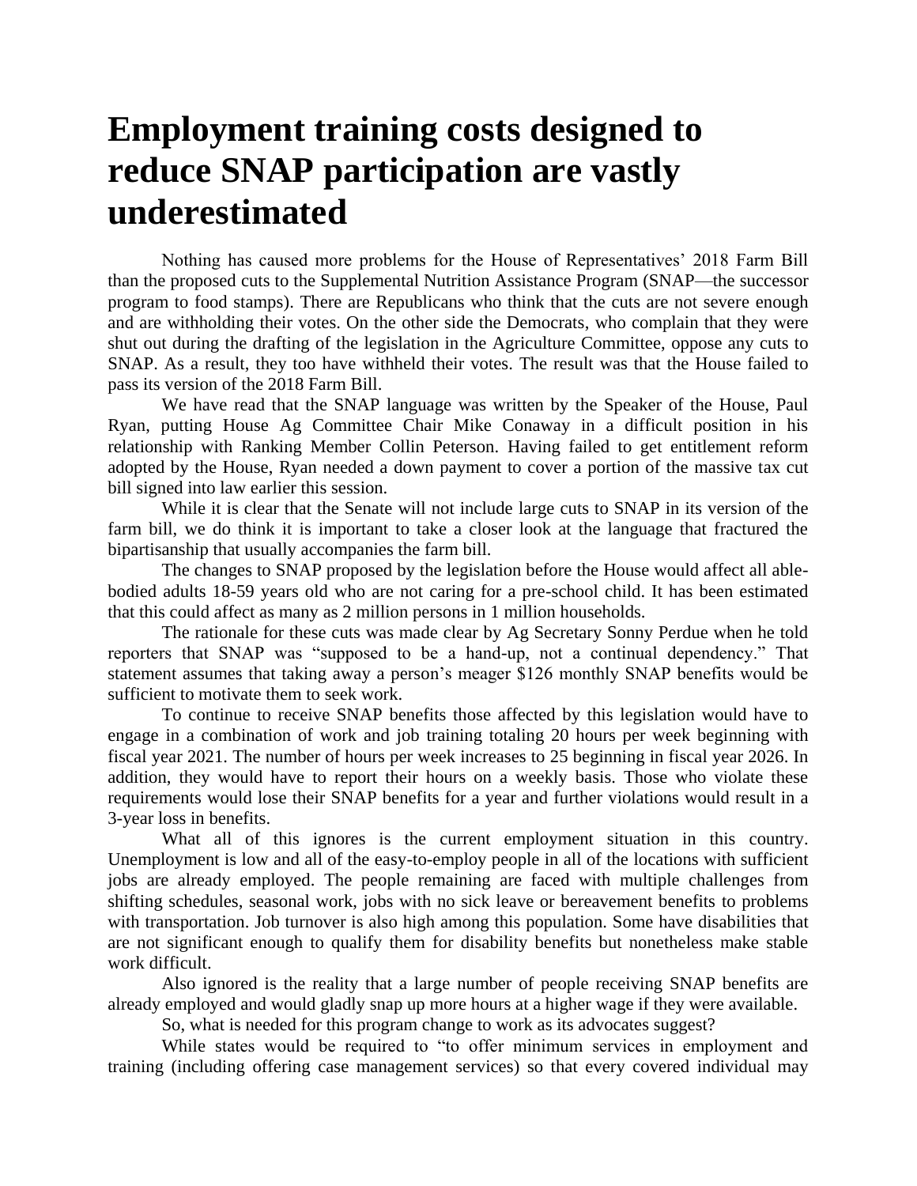# Employment training costs designed to reduce SNAP participation are vastly underestimated

Nothing has caused more problems for the House of Representatives' 2018 Farm Bill than the proposed cuts to the Supplemental Nutrition Assistance Program (SNAP—the successor program to food stamps). There are Republicans who think that the cuts are not severe enough and are withholding their votes. On the other side the Democrats, who complain that they were shut out during the drafting of the legislation in the Agriculture Committee, oppose any cuts to SNAP. As a result, they too have withheld their votes. The result was that the House failed to pass its version of the 2018 Farm Bill.

We have read that the SNAP language was written by the Speaker of the House, Paul Ryan, putting House Ag Committee Chair Mike Conaway in a difficult position in his relationship with Ranking Member Collin Peterson. Having failed to get entitlement reform adopted by the House, Ryan needed a down payment to cover a portion of the massive tax cut bill signed into law earlier this session.

While it is clear that the Senate will not include large cuts to SNAP in its version of the farm bill, we do think it is important to take a closer look at the language that fractured the bipartisanship that usually accompanies the farm bill.

The changes to SNAP proposed by the legislation before the House would affect all able-bodied adults 18-59 years old who are not caring for a pre-school child. It has been estimated that this could affect as many as 2 million persons in 1 million households.

The rationale for these cuts was made clear by Ag Secretary Sonny Perdue when he told reporters that SNAP was "supposed to be a hand-up, not a continual dependency." That statement assumes that taking away a person's meager $126 monthly SNAP benefits would be sufficient to motivate them to seek work.

To continue to receive SNAP benefits those affected by this legislation would have to engage in a combination of work and job training totaling 20 hours per week beginning with fiscal year 2021. The number of hours per week increases to 25 beginning in fiscal year 2026. In addition, they would have to report their hours on a weekly basis. Those who violate these requirements would lose their SNAP benefits for a year and further violations would result in a 3-year loss in benefits.

What all of this ignores is the current employment situation in this country. Unemployment is low and all of the easy-to-employ people in all of the locations with sufficient jobs are already employed. The people remaining are faced with multiple challenges from shifting schedules, seasonal work, jobs with no sick leave or bereavement benefits to problems with transportation. Job turnover is also high among this population. Some have disabilities that are not significant enough to qualify them for disability benefits but nonetheless make stable work difficult.

Also ignored is the reality that a large number of people receiving SNAP benefits are already employed and would gladly snap up more hours at a higher wage if they were available.

So, what is needed for this program change to work as its advocates suggest?

While states would be required to "to offer minimum services in employment and training (including offering case management services) so that every covered individual may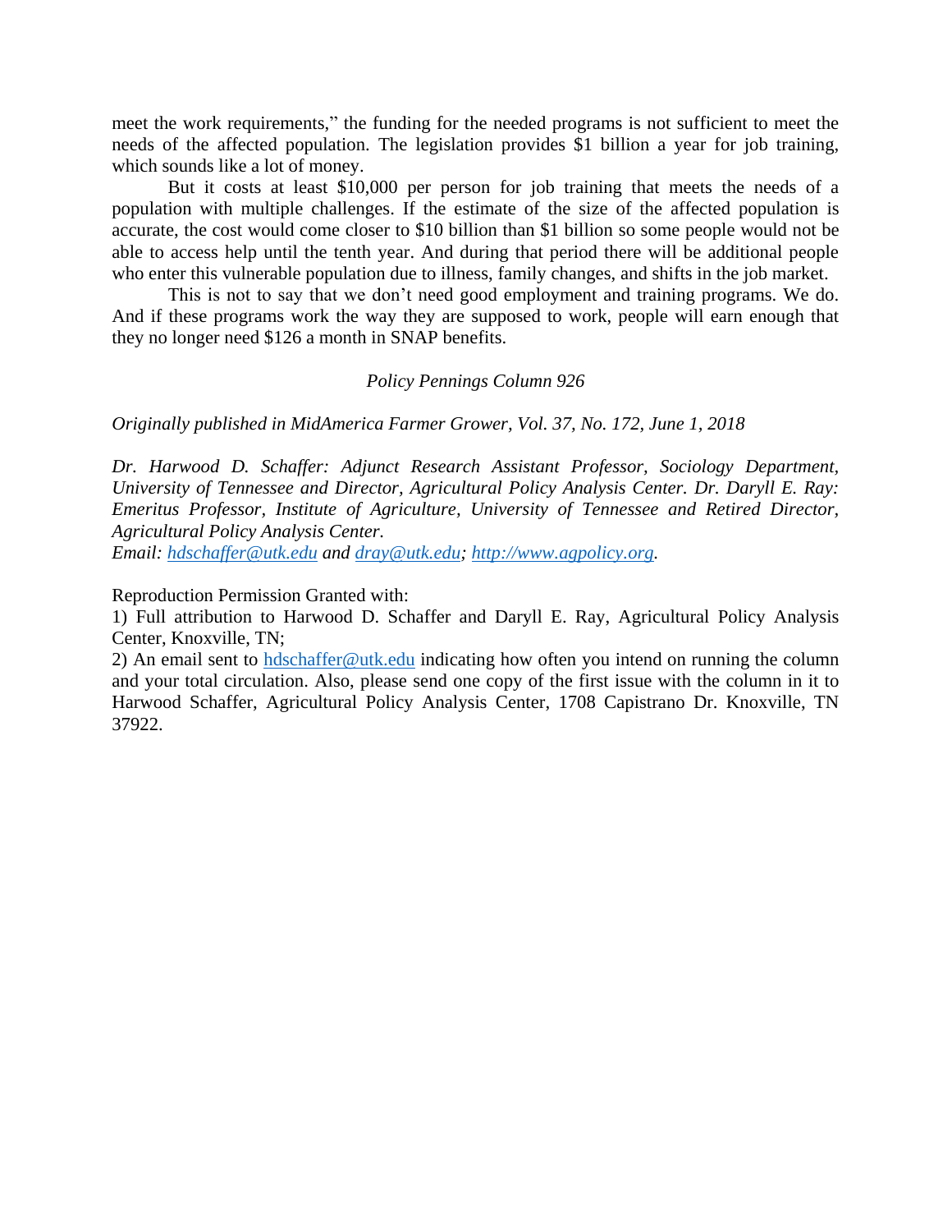meet the work requirements," the funding for the needed programs is not sufficient to meet the needs of the affected population. The legislation provides $1 billion a year for job training, which sounds like a lot of money.

But it costs at least $10,000 per person for job training that meets the needs of a population with multiple challenges. If the estimate of the size of the affected population is accurate, the cost would come closer to $10 billion than $1 billion so some people would not be able to access help until the tenth year. And during that period there will be additional people who enter this vulnerable population due to illness, family changes, and shifts in the job market.

This is not to say that we don't need good employment and training programs. We do. And if these programs work the way they are supposed to work, people will earn enough that they no longer need $126 a month in SNAP benefits.

*Policy Pennings Column 926*

*Originally published in MidAmerica Farmer Grower, Vol. 37, No. 172, June 1, 2018*

*Dr. Harwood D. Schaffer: Adjunct Research Assistant Professor, Sociology Department, University of Tennessee and Director, Agricultural Policy Analysis Center. Dr. Daryll E. Ray: Emeritus Professor, Institute of Agriculture, University of Tennessee and Retired Director, Agricultural Policy Analysis Center.*
*Email: hdschaffer@utk.edu and dray@utk.edu; http://www.agpolicy.org.*

Reproduction Permission Granted with:
1) Full attribution to Harwood D. Schaffer and Daryll E. Ray, Agricultural Policy Analysis Center, Knoxville, TN;
2) An email sent to hdschaffer@utk.edu indicating how often you intend on running the column and your total circulation. Also, please send one copy of the first issue with the column in it to Harwood Schaffer, Agricultural Policy Analysis Center, 1708 Capistrano Dr. Knoxville, TN 37922.